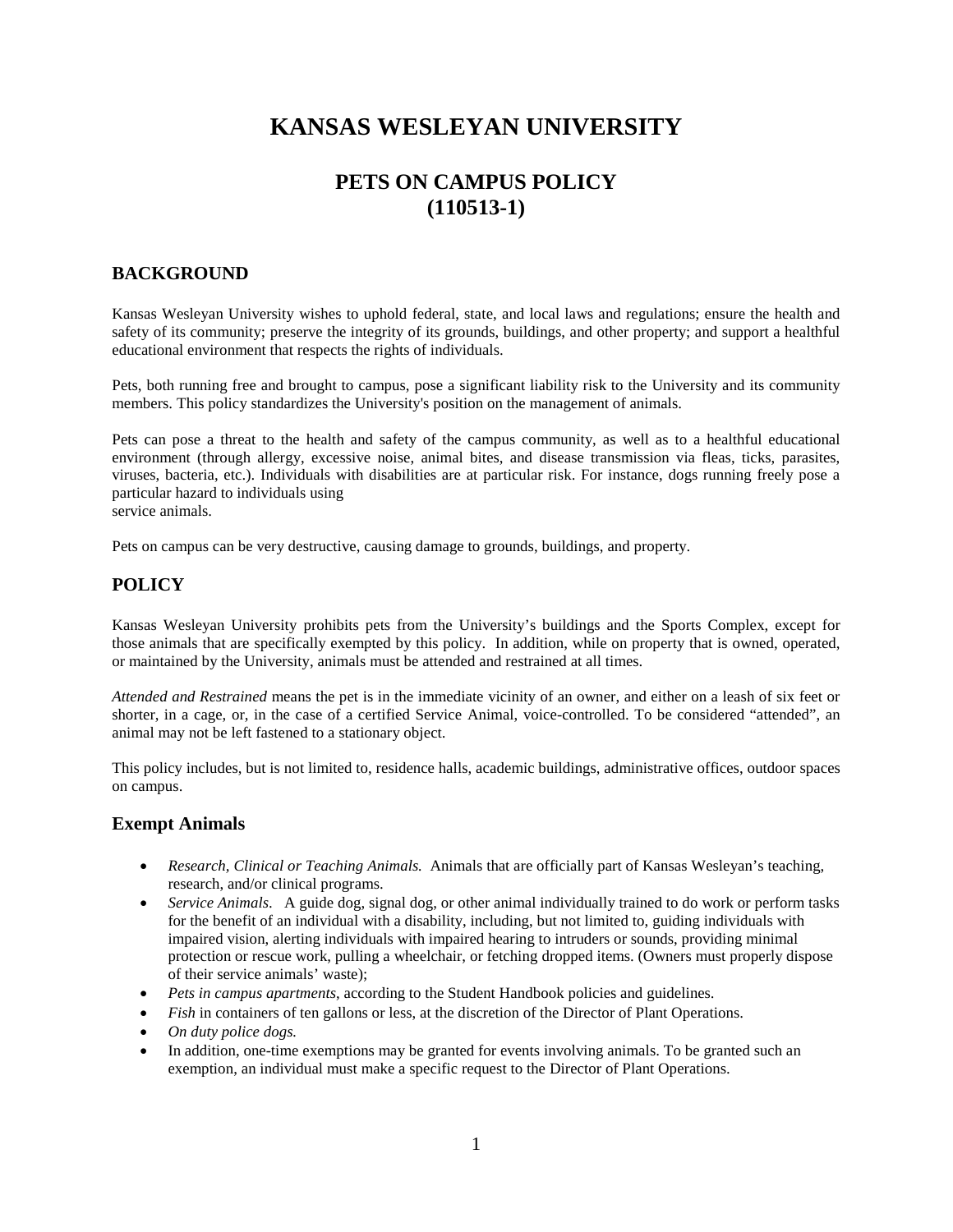# KANSAS WESLEYAN UNIVERSITY

## PETS ON CAMPUS POLICY
## (110513-1)

### BACKGROUND

Kansas Wesleyan University wishes to uphold federal, state, and local laws and regulations; ensure the health and safety of its community; preserve the integrity of its grounds, buildings, and other property; and support a healthful educational environment that respects the rights of individuals.

Pets, both running free and brought to campus, pose a significant liability risk to the University and its community members. This policy standardizes the University's position on the management of animals.

Pets can pose a threat to the health and safety of the campus community, as well as to a healthful educational environment (through allergy, excessive noise, animal bites, and disease transmission via fleas, ticks, parasites, viruses, bacteria, etc.). Individuals with disabilities are at particular risk. For instance, dogs running freely pose a particular hazard to individuals using
service animals.

Pets on campus can be very destructive, causing damage to grounds, buildings, and property.

### POLICY

Kansas Wesleyan University prohibits pets from the University's buildings and the Sports Complex, except for those animals that are specifically exempted by this policy. In addition, while on property that is owned, operated, or maintained by the University, animals must be attended and restrained at all times.

*Attended and Restrained* means the pet is in the immediate vicinity of an owner, and either on a leash of six feet or shorter, in a cage, or, in the case of a certified Service Animal, voice-controlled. To be considered "attended", an animal may not be left fastened to a stationary object.

This policy includes, but is not limited to, residence halls, academic buildings, administrative offices, outdoor spaces on campus.

#### Exempt Animals

- *Research, Clinical or Teaching Animals.* Animals that are officially part of Kansas Wesleyan's teaching, research, and/or clinical programs.
- *Service Animals.* A guide dog, signal dog, or other animal individually trained to do work or perform tasks for the benefit of an individual with a disability, including, but not limited to, guiding individuals with impaired vision, alerting individuals with impaired hearing to intruders or sounds, providing minimal protection or rescue work, pulling a wheelchair, or fetching dropped items. (Owners must properly dispose of their service animals' waste);
- *Pets in campus apartments*, according to the Student Handbook policies and guidelines.
- *Fish* in containers of ten gallons or less, at the discretion of the Director of Plant Operations.
- *On duty police dogs.*
- In addition, one-time exemptions may be granted for events involving animals. To be granted such an exemption, an individual must make a specific request to the Director of Plant Operations.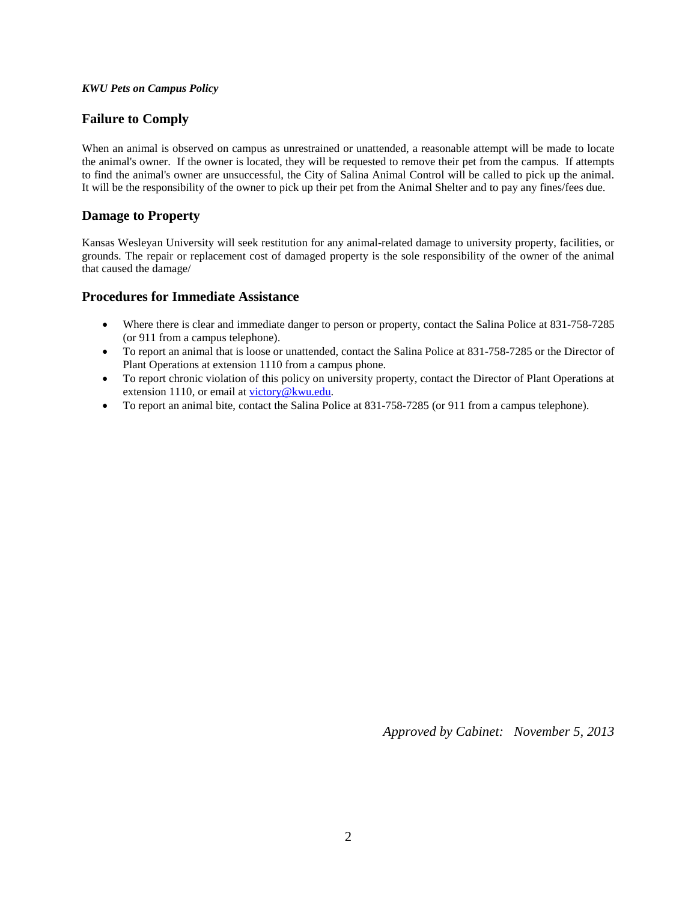## Failure to Comply

When an animal is observed on campus as unrestrained or unattended, a reasonable attempt will be made to locate the animal's owner. If the owner is located, they will be requested to remove their pet from the campus. If attempts to find the animal's owner are unsuccessful, the City of Salina Animal Control will be called to pick up the animal. It will be the responsibility of the owner to pick up their pet from the Animal Shelter and to pay any fines/fees due.

## Damage to Property

Kansas Wesleyan University will seek restitution for any animal-related damage to university property, facilities, or grounds. The repair or replacement cost of damaged property is the sole responsibility of the owner of the animal that caused the damage/

## Procedures for Immediate Assistance

- Where there is clear and immediate danger to person or property, contact the Salina Police at 831-758-7285 (or 911 from a campus telephone).
- To report an animal that is loose or unattended, contact the Salina Police at 831-758-7285 or the Director of Plant Operations at extension 1110 from a campus phone.
- To report chronic violation of this policy on university property, contact the Director of Plant Operations at extension 1110, or email at victory@kwu.edu.
- To report an animal bite, contact the Salina Police at 831-758-7285 (or 911 from a campus telephone).

*Approved by Cabinet: November 5, 2013*